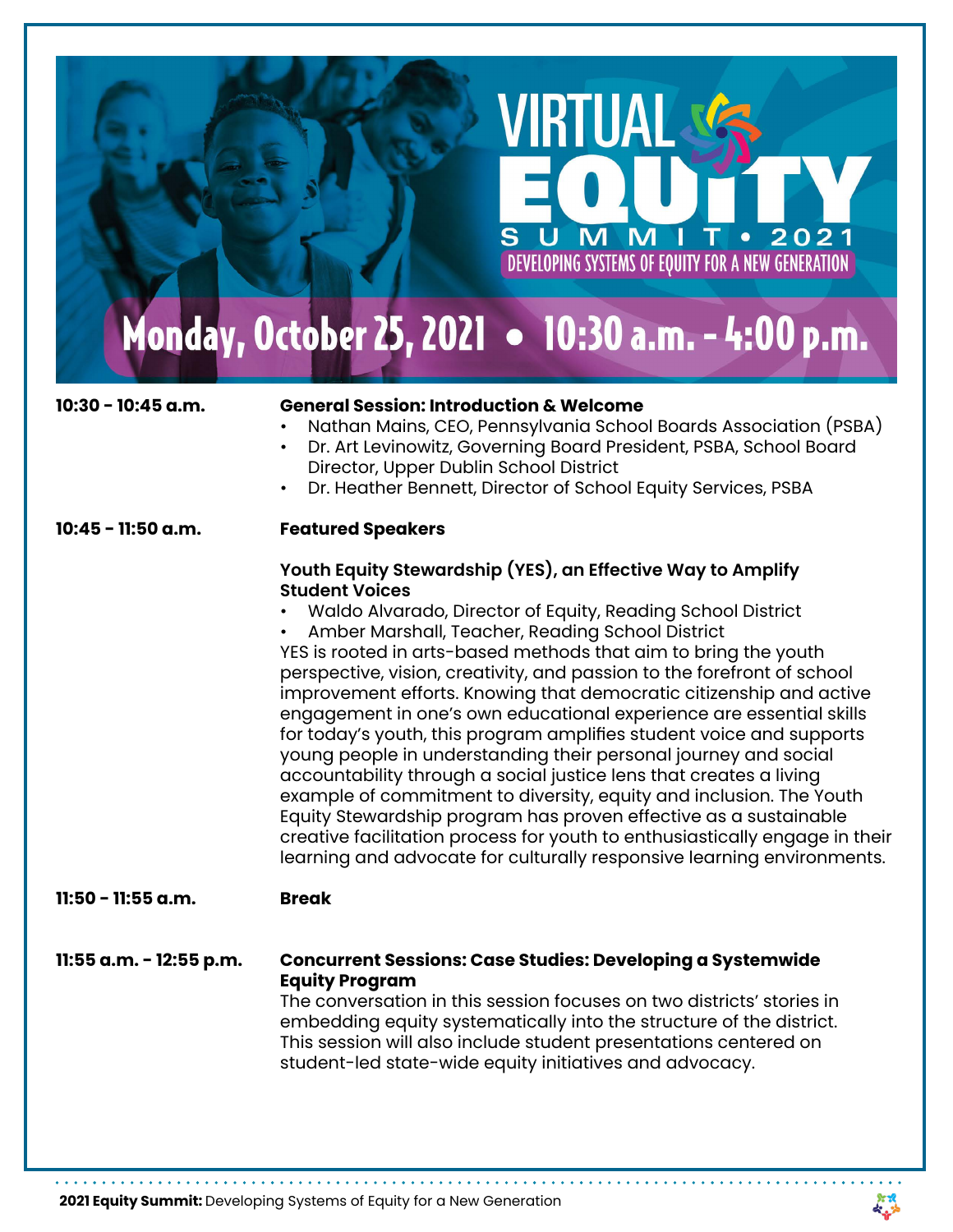# VIRTUAL EQUITY SUMMIT • 2021

## DEVELOPING SYSTEMS OF EQUITY FOR A NEW GENERATION

## Monday, October 25, 2021 • 10:30 a.m. - 4:00 p.m.

**10:30 - 10:45 a.m.**

**General Session: Introduction & Welcome**

- Nathan Mains, CEO, Pennsylvania School Boards Association (PSBA)
- Dr. Art Levinowitz, Governing Board President, PSBA, School Board Director, Upper Dublin School District
- Dr. Heather Bennett, Director of School Equity Services, PSBA

**10:45 - 11:50 a.m.**

**Featured Speakers**

**Youth Equity Stewardship (YES), an Effective Way to Amplify Student Voices**

- Waldo Alvarado, Director of Equity, Reading School District
- Amber Marshall, Teacher, Reading School District

YES is rooted in arts-based methods that aim to bring the youth perspective, vision, creativity, and passion to the forefront of school improvement efforts. Knowing that democratic citizenship and active engagement in one's own educational experience are essential skills for today's youth, this program amplifies student voice and supports young people in understanding their personal journey and social accountability through a social justice lens that creates a living example of commitment to diversity, equity and inclusion. The Youth Equity Stewardship program has proven effective as a sustainable creative facilitation process for youth to enthusiastically engage in their learning and advocate for culturally responsive learning environments.

**11:50 - 11:55 a.m.**

**Break**

**11:55 a.m. - 12:55 p.m.**

**Concurrent Sessions: Case Studies: Developing a Systemwide Equity Program**

The conversation in this session focuses on two districts' stories in embedding equity systematically into the structure of the district. This session will also include student presentations centered on student-led state-wide equity initiatives and advocacy.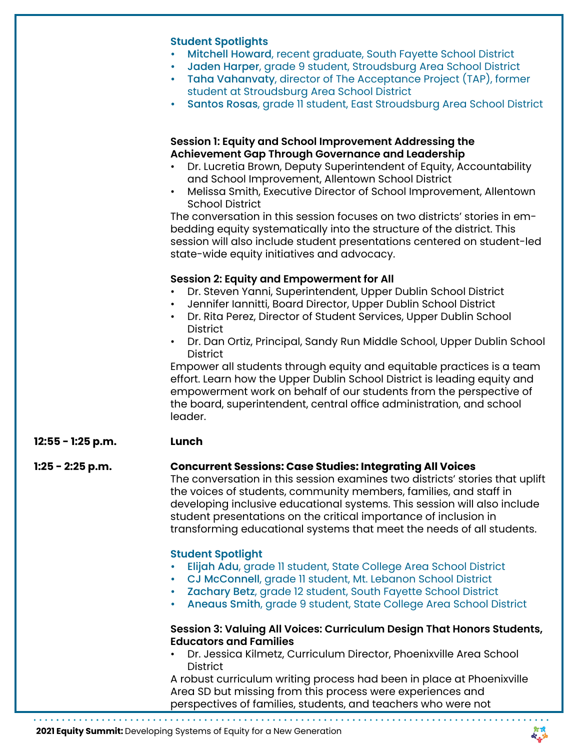**Student Spotlights**

- **Mitchell Howard**, recent graduate, South Fayette School District
- **Jaden Harper**, grade 9 student, Stroudsburg Area School District
- **Taha Vahanvaty**, director of The Acceptance Project (TAP), former student at Stroudsburg Area School District
- **Santos Rosas**, grade 11 student, East Stroudsburg Area School District

**Session 1: Equity and School Improvement Addressing the Achievement Gap Through Governance and Leadership**

- Dr. Lucretia Brown, Deputy Superintendent of Equity, Accountability and School Improvement, Allentown School District
- Melissa Smith, Executive Director of School Improvement, Allentown School District

The conversation in this session focuses on two districts' stories in embedding equity systematically into the structure of the district. This session will also include student presentations centered on student-led state-wide equity initiatives and advocacy.

**Session 2: Equity and Empowerment for All**

- Dr. Steven Yanni, Superintendent, Upper Dublin School District
- Jennifer Iannitti, Board Director, Upper Dublin School District
- Dr. Rita Perez, Director of Student Services, Upper Dublin School District
- Dr. Dan Ortiz, Principal, Sandy Run Middle School, Upper Dublin School District

Empower all students through equity and equitable practices is a team effort. Learn how the Upper Dublin School District is leading equity and empowerment work on behalf of our students from the perspective of the board, superintendent, central office administration, and school leader.

**12:55 - 1:25 p.m.** **Lunch**

**1:25 - 2:25 p.m.** **Concurrent Sessions: Case Studies: Integrating All Voices**

The conversation in this session examines two districts' stories that uplift the voices of students, community members, families, and staff in developing inclusive educational systems. This session will also include student presentations on the critical importance of inclusion in transforming educational systems that meet the needs of all students.

**Student Spotlight**

- **Elijah Adu**, grade 11 student, State College Area School District
- **CJ McConnell**, grade 11 student, Mt. Lebanon School District
- **Zachary Betz**, grade 12 student, South Fayette School District
- **Aneaus Smith**, grade 9 student, State College Area School District

**Session 3: Valuing All Voices: Curriculum Design That Honors Students, Educators and Families**

- Dr. Jessica Kilmetz, Curriculum Director, Phoenixville Area School District

A robust curriculum writing process had been in place at Phoenixville Area SD but missing from this process were experiences and perspectives of families, students, and teachers who were not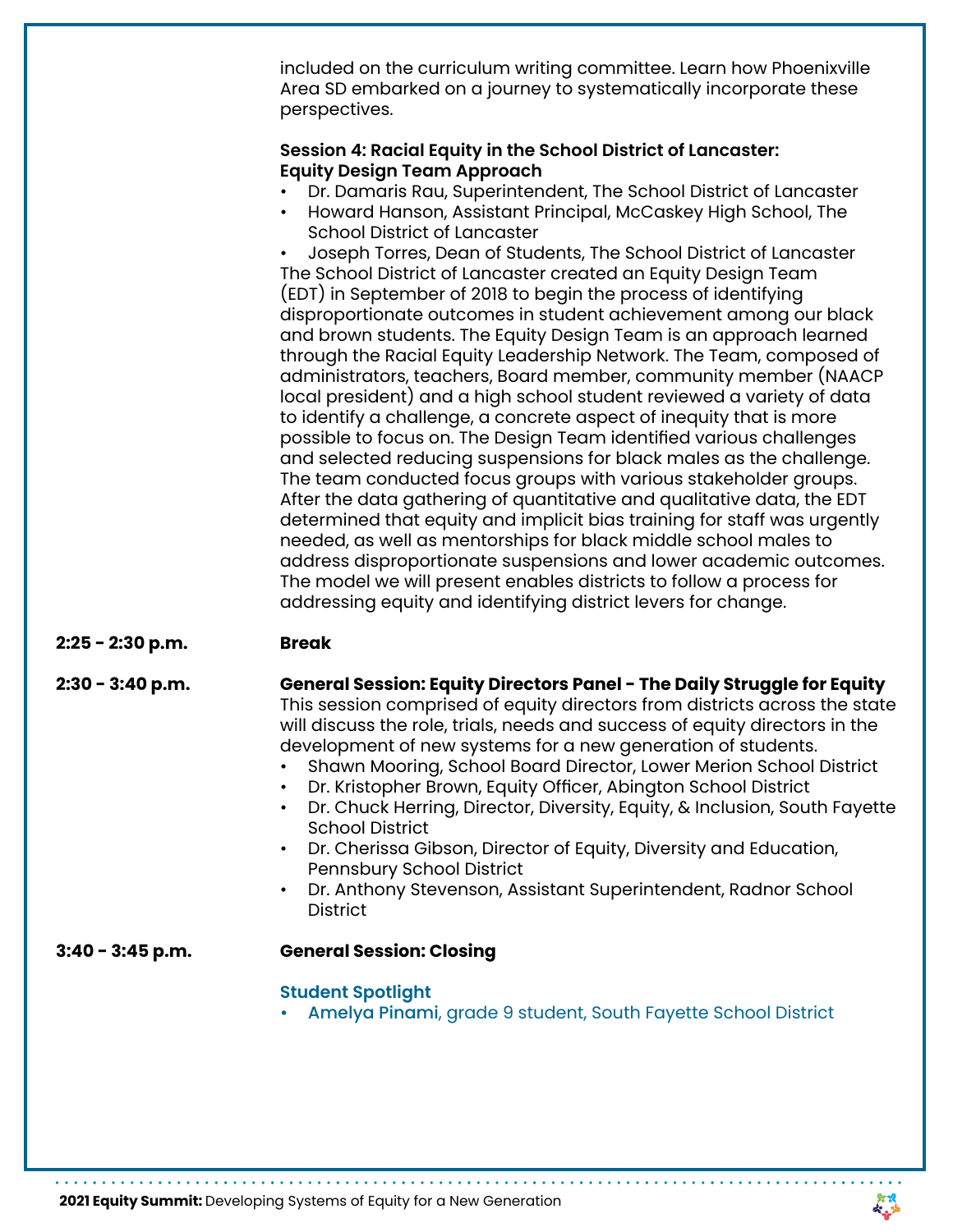included on the curriculum writing committee. Learn how Phoenixville Area SD embarked on a journey to systematically incorporate these perspectives.

**Session 4: Racial Equity in the School District of Lancaster: Equity Design Team Approach**

- Dr. Damaris Rau, Superintendent, The School District of Lancaster
- Howard Hanson, Assistant Principal, McCaskey High School, The School District of Lancaster
- Joseph Torres, Dean of Students, The School District of Lancaster

The School District of Lancaster created an Equity Design Team (EDT) in September of 2018 to begin the process of identifying disproportionate outcomes in student achievement among our black and brown students. The Equity Design Team is an approach learned through the Racial Equity Leadership Network. The Team, composed of administrators, teachers, Board member, community member (NAACP local president) and a high school student reviewed a variety of data to identify a challenge, a concrete aspect of inequity that is more possible to focus on. The Design Team identified various challenges and selected reducing suspensions for black males as the challenge. The team conducted focus groups with various stakeholder groups. After the data gathering of quantitative and qualitative data, the EDT determined that equity and implicit bias training for staff was urgently needed, as well as mentorships for black middle school males to address disproportionate suspensions and lower academic outcomes. The model we will present enables districts to follow a process for addressing equity and identifying district levers for change.

**2:25 - 2:30 p.m.** **Break**

**2:30 - 3:40 p.m.** **General Session: Equity Directors Panel - The Daily Struggle for Equity**

This session comprised of equity directors from districts across the state will discuss the role, trials, needs and success of equity directors in the development of new systems for a new generation of students.

- Shawn Mooring, School Board Director, Lower Merion School District
- Dr. Kristopher Brown, Equity Officer, Abington School District
- Dr. Chuck Herring, Director, Diversity, Equity, & Inclusion, South Fayette School District
- Dr. Cherissa Gibson, Director of Equity, Diversity and Education, Pennsbury School District
- Dr. Anthony Stevenson, Assistant Superintendent, Radnor School District

**3:40 - 3:45 p.m.** **General Session: Closing**

**Student Spotlight**

- **Amelya Pinami**, grade 9 student, South Fayette School District